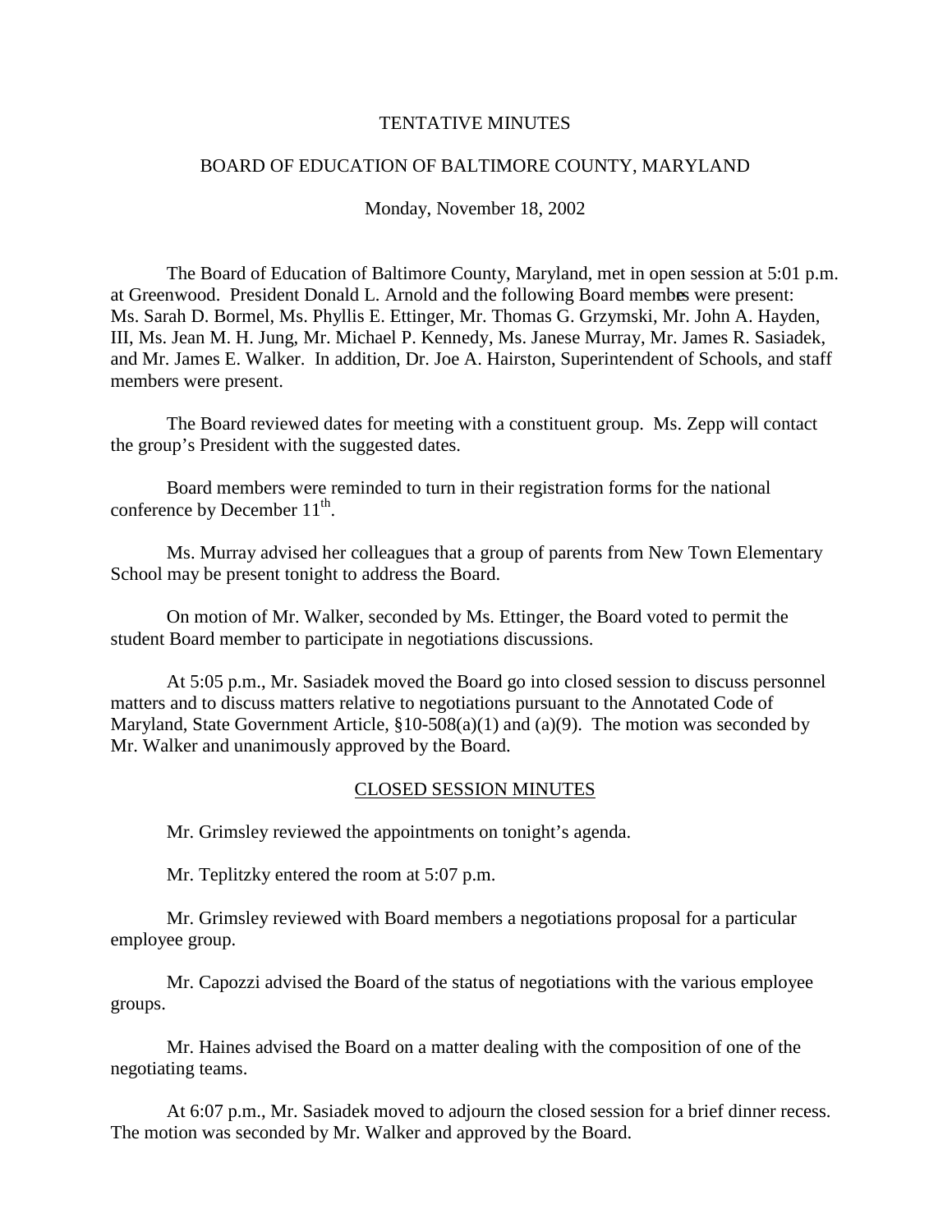TENTATIVE MINUTES

BOARD OF EDUCATION OF BALTIMORE COUNTY, MARYLAND

Monday, November 18, 2002

The Board of Education of Baltimore County, Maryland, met in open session at 5:01 p.m. at Greenwood. President Donald L. Arnold and the following Board members were present: Ms. Sarah D. Bormel, Ms. Phyllis E. Ettinger, Mr. Thomas G. Grzymski, Mr. John A. Hayden, III, Ms. Jean M. H. Jung, Mr. Michael P. Kennedy, Ms. Janese Murray, Mr. James R. Sasiadek, and Mr. James E. Walker. In addition, Dr. Joe A. Hairston, Superintendent of Schools, and staff members were present.

The Board reviewed dates for meeting with a constituent group. Ms. Zepp will contact the group's President with the suggested dates.

Board members were reminded to turn in their registration forms for the national conference by December 11th.

Ms. Murray advised her colleagues that a group of parents from New Town Elementary School may be present tonight to address the Board.

On motion of Mr. Walker, seconded by Ms. Ettinger, the Board voted to permit the student Board member to participate in negotiations discussions.

At 5:05 p.m., Mr. Sasiadek moved the Board go into closed session to discuss personnel matters and to discuss matters relative to negotiations pursuant to the Annotated Code of Maryland, State Government Article, §10-508(a)(1) and (a)(9). The motion was seconded by Mr. Walker and unanimously approved by the Board.

## CLOSED SESSION MINUTES

Mr. Grimsley reviewed the appointments on tonight's agenda.

Mr. Teplitzky entered the room at 5:07 p.m.

Mr. Grimsley reviewed with Board members a negotiations proposal for a particular employee group.

Mr. Capozzi advised the Board of the status of negotiations with the various employee groups.

Mr. Haines advised the Board on a matter dealing with the composition of one of the negotiating teams.

At 6:07 p.m., Mr. Sasiadek moved to adjourn the closed session for a brief dinner recess. The motion was seconded by Mr. Walker and approved by the Board.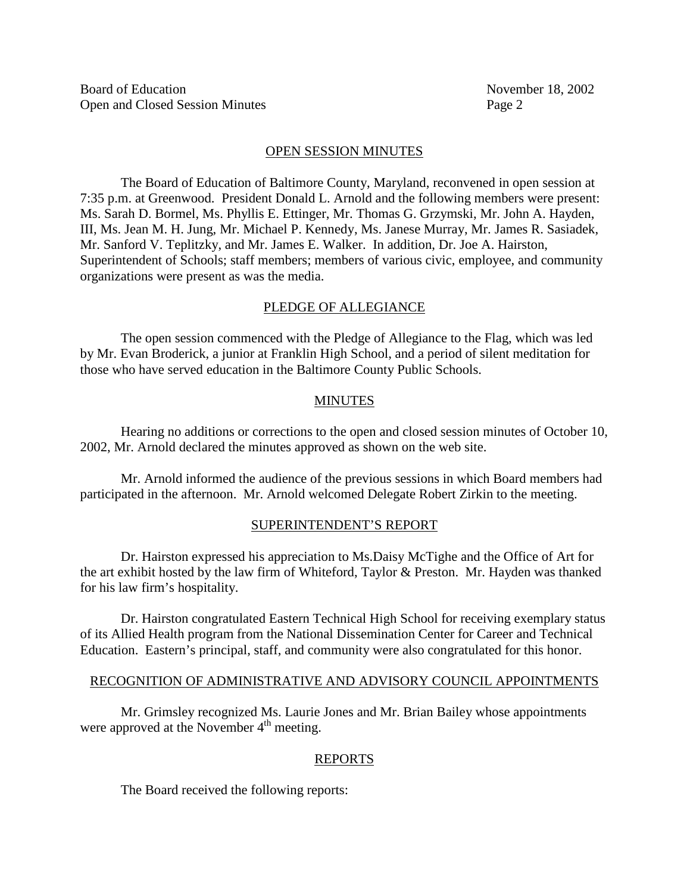## OPEN SESSION MINUTES

The Board of Education of Baltimore County, Maryland, reconvened in open session at 7:35 p.m. at Greenwood. President Donald L. Arnold and the following members were present: Ms. Sarah D. Bormel, Ms. Phyllis E. Ettinger, Mr. Thomas G. Grzymski, Mr. John A. Hayden, III, Ms. Jean M. H. Jung, Mr. Michael P. Kennedy, Ms. Janese Murray, Mr. James R. Sasiadek, Mr. Sanford V. Teplitzky, and Mr. James E. Walker. In addition, Dr. Joe A. Hairston, Superintendent of Schools; staff members; members of various civic, employee, and community organizations were present as was the media.

## PLEDGE OF ALLEGIANCE

The open session commenced with the Pledge of Allegiance to the Flag, which was led by Mr. Evan Broderick, a junior at Franklin High School, and a period of silent meditation for those who have served education in the Baltimore County Public Schools.

## MINUTES

Hearing no additions or corrections to the open and closed session minutes of October 10, 2002, Mr. Arnold declared the minutes approved as shown on the web site.

Mr. Arnold informed the audience of the previous sessions in which Board members had participated in the afternoon. Mr. Arnold welcomed Delegate Robert Zirkin to the meeting.

## SUPERINTENDENT'S REPORT

Dr. Hairston expressed his appreciation to Ms.Daisy McTighe and the Office of Art for the art exhibit hosted by the law firm of Whiteford, Taylor & Preston. Mr. Hayden was thanked for his law firm's hospitality.

Dr. Hairston congratulated Eastern Technical High School for receiving exemplary status of its Allied Health program from the National Dissemination Center for Career and Technical Education. Eastern's principal, staff, and community were also congratulated for this honor.

## RECOGNITION OF ADMINISTRATIVE AND ADVISORY COUNCIL APPOINTMENTS

Mr. Grimsley recognized Ms. Laurie Jones and Mr. Brian Bailey whose appointments were approved at the November 4th meeting.

## REPORTS

The Board received the following reports: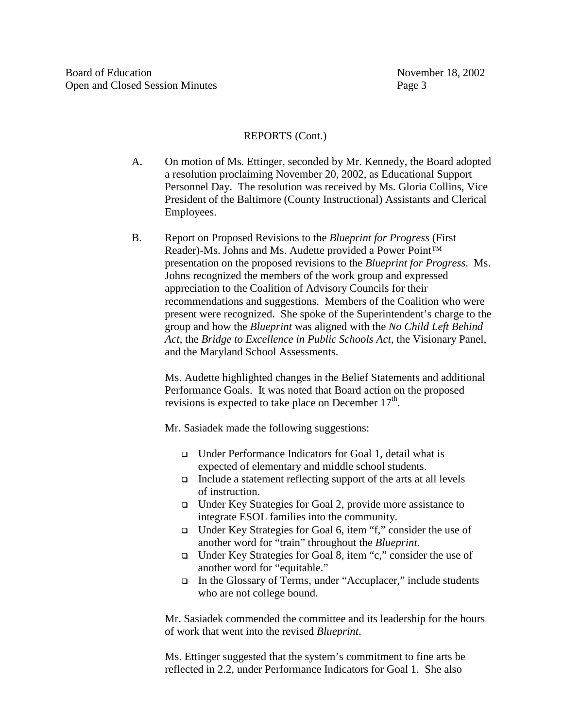## REPORTS (Cont.)

A. On motion of Ms. Ettinger, seconded by Mr. Kennedy, the Board adopted a resolution proclaiming November 20, 2002, as Educational Support Personnel Day. The resolution was received by Ms. Gloria Collins, Vice President of the Baltimore (County Instructional) Assistants and Clerical Employees.

B. Report on Proposed Revisions to the *Blueprint for Progress* (First Reader)-Ms. Johns and Ms. Audette provided a Power Point™ presentation on the proposed revisions to the *Blueprint for Progress*. Ms. Johns recognized the members of the work group and expressed appreciation to the Coalition of Advisory Councils for their recommendations and suggestions. Members of the Coalition who were present were recognized. She spoke of the Superintendent's charge to the group and how the *Blueprint* was aligned with the *No Child Left Behind Act*, the *Bridge to Excellence in Public Schools Act*, the Visionary Panel, and the Maryland School Assessments.

Ms. Audette highlighted changes in the Belief Statements and additional Performance Goals. It was noted that Board action on the proposed revisions is expected to take place on December 17th.

Mr. Sasiadek made the following suggestions:

- Under Performance Indicators for Goal 1, detail what is expected of elementary and middle school students.
- Include a statement reflecting support of the arts at all levels of instruction.
- Under Key Strategies for Goal 2, provide more assistance to integrate ESOL families into the community.
- Under Key Strategies for Goal 6, item "f," consider the use of another word for "train" throughout the *Blueprint*.
- Under Key Strategies for Goal 8, item "c," consider the use of another word for "equitable."
- In the Glossary of Terms, under "Accuplacer," include students who are not college bound.

Mr. Sasiadek commended the committee and its leadership for the hours of work that went into the revised *Blueprint*.

Ms. Ettinger suggested that the system's commitment to fine arts be reflected in 2.2, under Performance Indicators for Goal 1. She also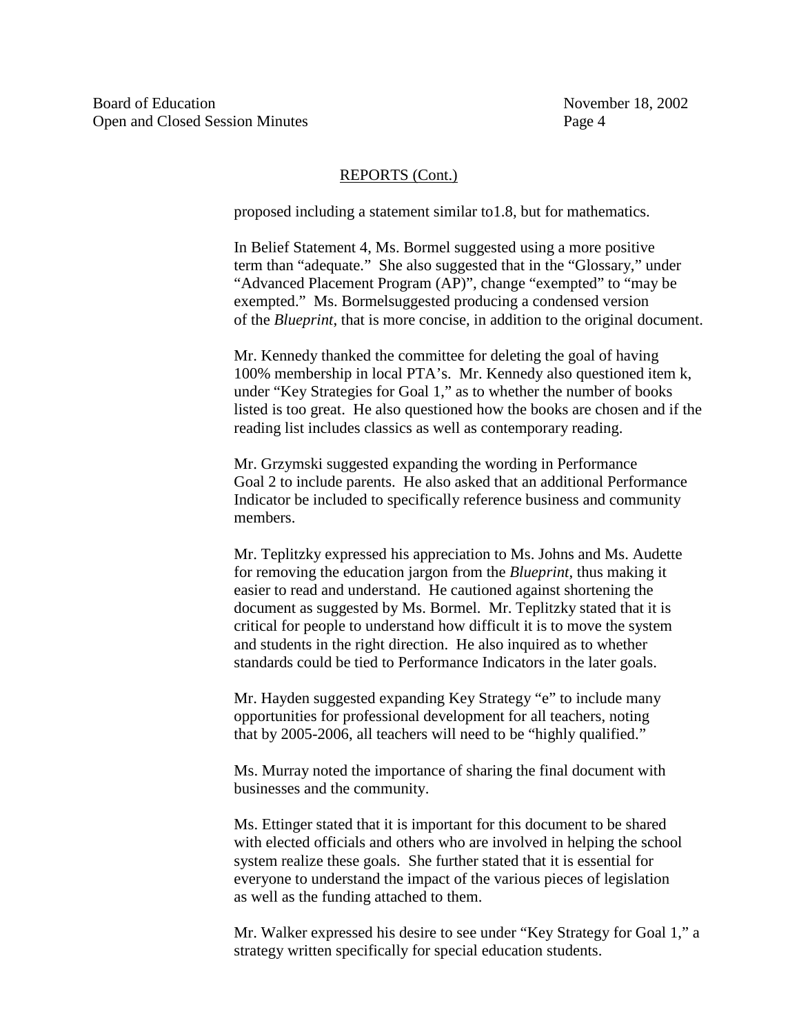REPORTS (Cont.)

proposed including a statement similar to1.8, but for mathematics.

In Belief Statement 4, Ms. Bormel suggested using a more positive term than "adequate." She also suggested that in the "Glossary," under "Advanced Placement Program (AP)", change "exempted" to "may be exempted." Ms. Bormelsuggested producing a condensed version of the *Blueprint*, that is more concise, in addition to the original document.

Mr. Kennedy thanked the committee for deleting the goal of having 100% membership in local PTA's. Mr. Kennedy also questioned item k, under "Key Strategies for Goal 1," as to whether the number of books listed is too great. He also questioned how the books are chosen and if the reading list includes classics as well as contemporary reading.

Mr. Grzymski suggested expanding the wording in Performance Goal 2 to include parents. He also asked that an additional Performance Indicator be included to specifically reference business and community members.

Mr. Teplitzky expressed his appreciation to Ms. Johns and Ms. Audette for removing the education jargon from the *Blueprint*, thus making it easier to read and understand. He cautioned against shortening the document as suggested by Ms. Bormel. Mr. Teplitzky stated that it is critical for people to understand how difficult it is to move the system and students in the right direction. He also inquired as to whether standards could be tied to Performance Indicators in the later goals.

Mr. Hayden suggested expanding Key Strategy "e" to include many opportunities for professional development for all teachers, noting that by 2005-2006, all teachers will need to be "highly qualified."

Ms. Murray noted the importance of sharing the final document with businesses and the community.

Ms. Ettinger stated that it is important for this document to be shared with elected officials and others who are involved in helping the school system realize these goals. She further stated that it is essential for everyone to understand the impact of the various pieces of legislation as well as the funding attached to them.

Mr. Walker expressed his desire to see under "Key Strategy for Goal 1," a strategy written specifically for special education students.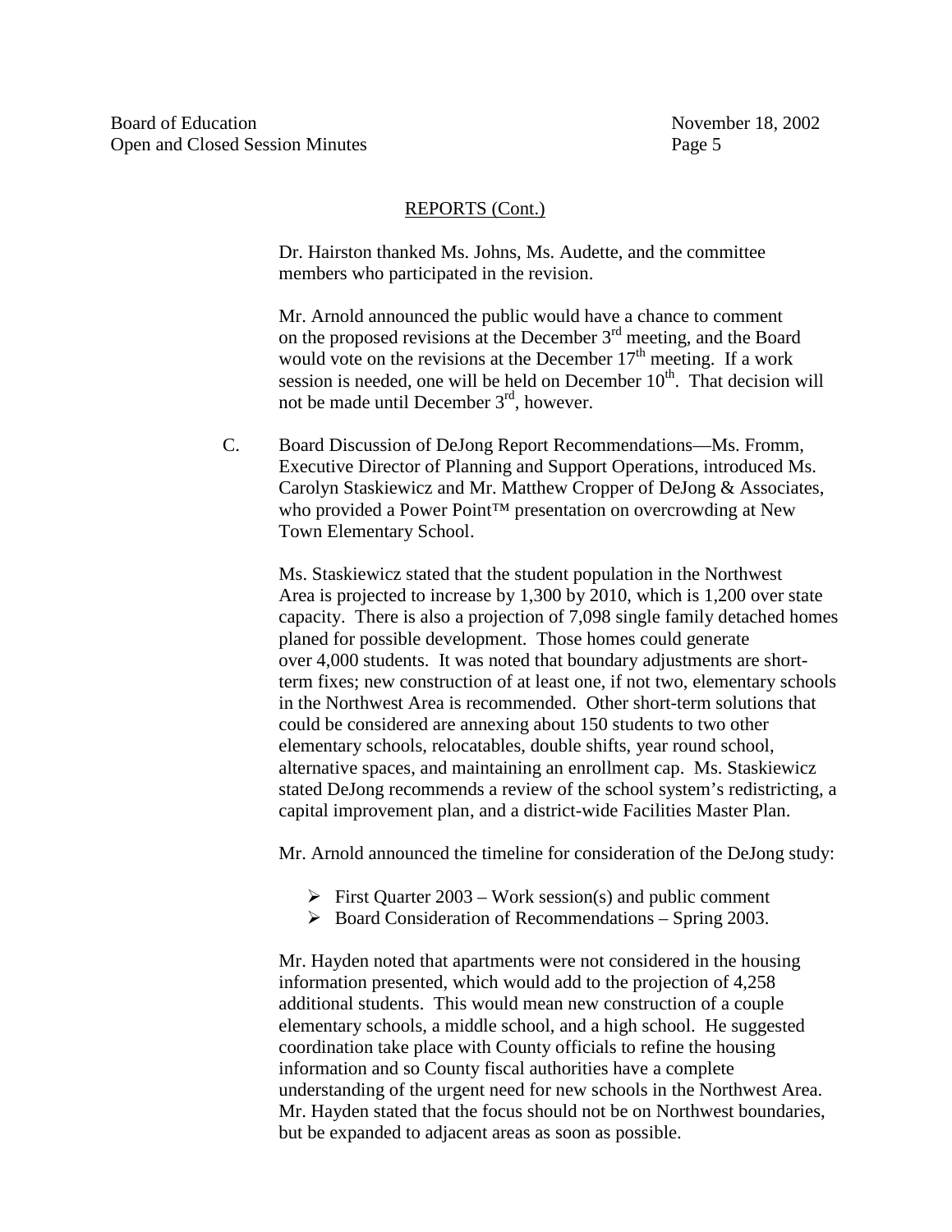REPORTS (Cont.)

Dr. Hairston thanked Ms. Johns, Ms. Audette, and the committee members who participated in the revision.

Mr. Arnold announced the public would have a chance to comment on the proposed revisions at the December 3rd meeting, and the Board would vote on the revisions at the December 17th meeting. If a work session is needed, one will be held on December 10th. That decision will not be made until December 3rd, however.

C. Board Discussion of DeJong Report Recommendations—Ms. Fromm, Executive Director of Planning and Support Operations, introduced Ms. Carolyn Staskiewicz and Mr. Matthew Cropper of DeJong & Associates, who provided a Power Point™ presentation on overcrowding at New Town Elementary School.

Ms. Staskiewicz stated that the student population in the Northwest Area is projected to increase by 1,300 by 2010, which is 1,200 over state capacity. There is also a projection of 7,098 single family detached homes planed for possible development. Those homes could generate over 4,000 students. It was noted that boundary adjustments are short-term fixes; new construction of at least one, if not two, elementary schools in the Northwest Area is recommended. Other short-term solutions that could be considered are annexing about 150 students to two other elementary schools, relocatables, double shifts, year round school, alternative spaces, and maintaining an enrollment cap. Ms. Staskiewicz stated DeJong recommends a review of the school system's redistricting, a capital improvement plan, and a district-wide Facilities Master Plan.

Mr. Arnold announced the timeline for consideration of the DeJong study:

- First Quarter 2003 – Work session(s) and public comment
- Board Consideration of Recommendations – Spring 2003.

Mr. Hayden noted that apartments were not considered in the housing information presented, which would add to the projection of 4,258 additional students. This would mean new construction of a couple elementary schools, a middle school, and a high school. He suggested coordination take place with County officials to refine the housing information and so County fiscal authorities have a complete understanding of the urgent need for new schools in the Northwest Area. Mr. Hayden stated that the focus should not be on Northwest boundaries, but be expanded to adjacent areas as soon as possible.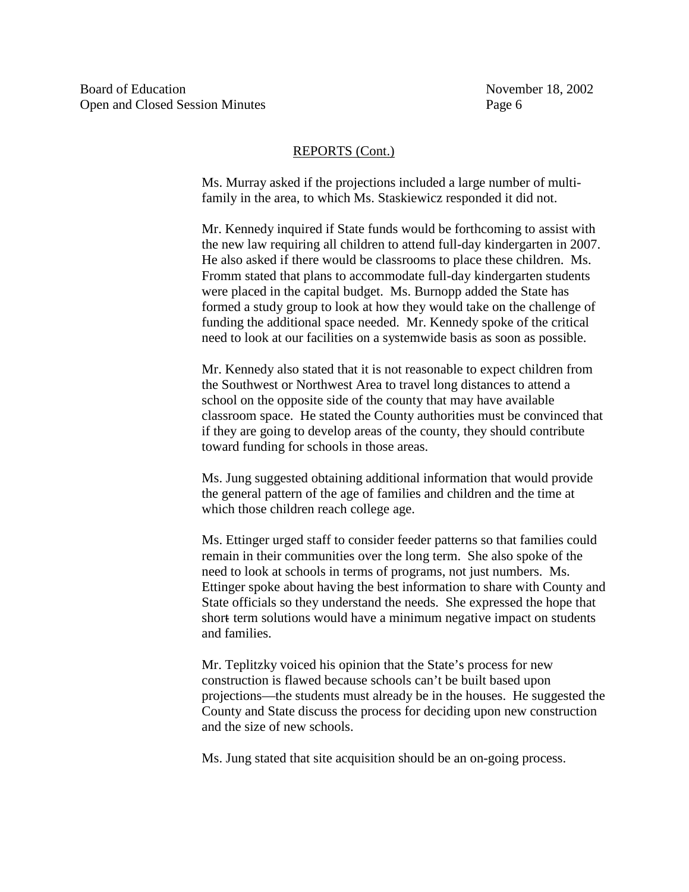REPORTS (Cont.)

Ms. Murray asked if the projections included a large number of multi-family in the area, to which Ms. Staskiewicz responded it did not.

Mr. Kennedy inquired if State funds would be forthcoming to assist with the new law requiring all children to attend full-day kindergarten in 2007. He also asked if there would be classrooms to place these children. Ms. Fromm stated that plans to accommodate full-day kindergarten students were placed in the capital budget. Ms. Burnopp added the State has formed a study group to look at how they would take on the challenge of funding the additional space needed. Mr. Kennedy spoke of the critical need to look at our facilities on a systemwide basis as soon as possible.

Mr. Kennedy also stated that it is not reasonable to expect children from the Southwest or Northwest Area to travel long distances to attend a school on the opposite side of the county that may have available classroom space. He stated the County authorities must be convinced that if they are going to develop areas of the county, they should contribute toward funding for schools in those areas.

Ms. Jung suggested obtaining additional information that would provide the general pattern of the age of families and children and the time at which those children reach college age.

Ms. Ettinger urged staff to consider feeder patterns so that families could remain in their communities over the long term. She also spoke of the need to look at schools in terms of programs, not just numbers. Ms. Ettinger spoke about having the best information to share with County and State officials so they understand the needs. She expressed the hope that short- term solutions would have a minimum negative impact on students and families.

Mr. Teplitzky voiced his opinion that the State's process for new construction is flawed because schools can't be built based upon projections—the students must already be in the houses. He suggested the County and State discuss the process for deciding upon new construction and the size of new schools.

Ms. Jung stated that site acquisition should be an on-going process.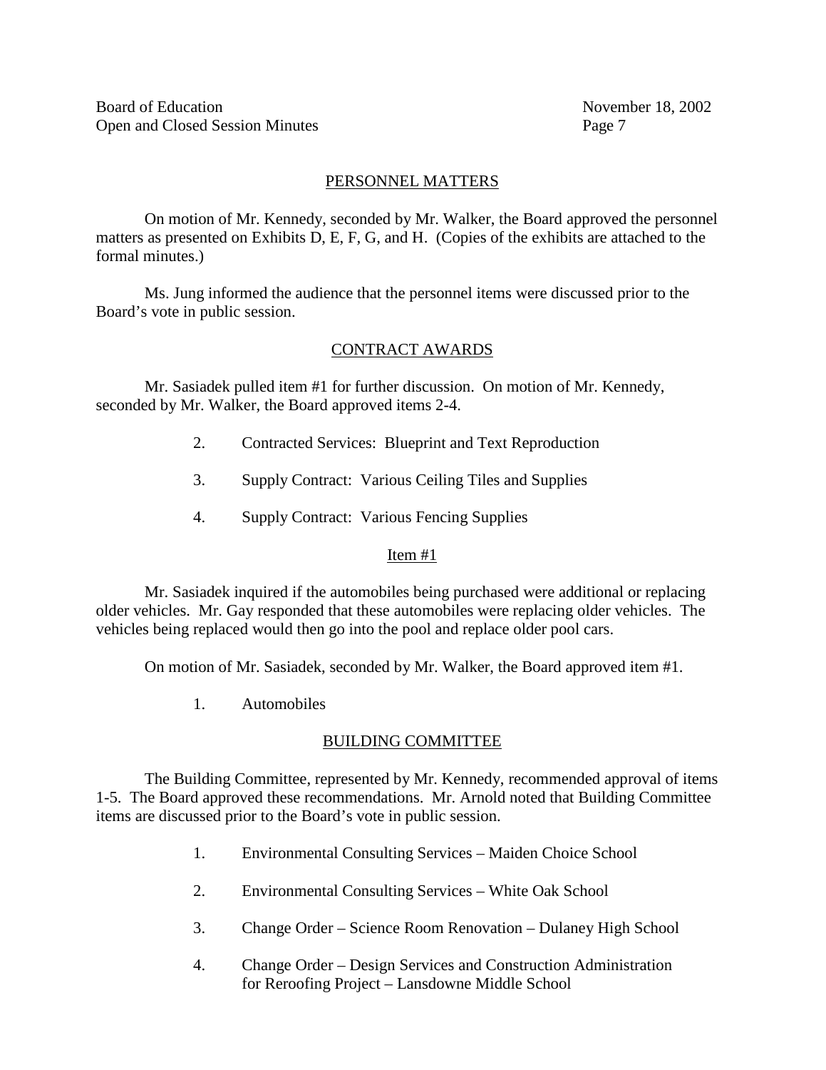## PERSONNEL MATTERS

On motion of Mr. Kennedy, seconded by Mr. Walker, the Board approved the personnel matters as presented on Exhibits D, E, F, G, and H. (Copies of the exhibits are attached to the formal minutes.)

Ms. Jung informed the audience that the personnel items were discussed prior to the Board's vote in public session.

## CONTRACT AWARDS

Mr. Sasiadek pulled item #1 for further discussion. On motion of Mr. Kennedy, seconded by Mr. Walker, the Board approved items 2-4.

2. Contracted Services: Blueprint and Text Reproduction
3. Supply Contract: Various Ceiling Tiles and Supplies
4. Supply Contract: Various Fencing Supplies

### Item #1

Mr. Sasiadek inquired if the automobiles being purchased were additional or replacing older vehicles. Mr. Gay responded that these automobiles were replacing older vehicles. The vehicles being replaced would then go into the pool and replace older pool cars.

On motion of Mr. Sasiadek, seconded by Mr. Walker, the Board approved item #1.

1. Automobiles

## BUILDING COMMITTEE

The Building Committee, represented by Mr. Kennedy, recommended approval of items 1-5. The Board approved these recommendations. Mr. Arnold noted that Building Committee items are discussed prior to the Board's vote in public session.

1. Environmental Consulting Services – Maiden Choice School
2. Environmental Consulting Services – White Oak School
3. Change Order – Science Room Renovation – Dulaney High School
4. Change Order – Design Services and Construction Administration for Reroofing Project – Lansdowne Middle School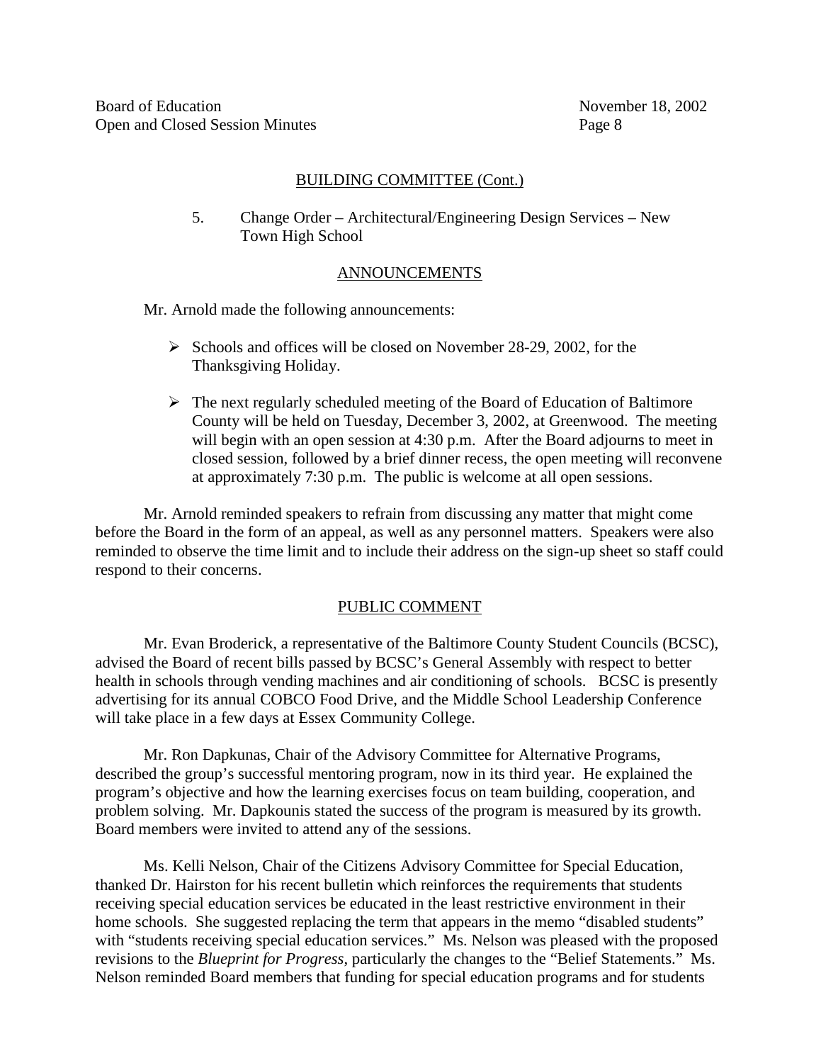## BUILDING COMMITTEE (Cont.)

5. Change Order – Architectural/Engineering Design Services – New Town High School

## ANNOUNCEMENTS

Mr. Arnold made the following announcements:

- Schools and offices will be closed on November 28-29, 2002, for the Thanksgiving Holiday.
- The next regularly scheduled meeting of the Board of Education of Baltimore County will be held on Tuesday, December 3, 2002, at Greenwood. The meeting will begin with an open session at 4:30 p.m. After the Board adjourns to meet in closed session, followed by a brief dinner recess, the open meeting will reconvene at approximately 7:30 p.m. The public is welcome at all open sessions.

Mr. Arnold reminded speakers to refrain from discussing any matter that might come before the Board in the form of an appeal, as well as any personnel matters. Speakers were also reminded to observe the time limit and to include their address on the sign-up sheet so staff could respond to their concerns.

## PUBLIC COMMENT

Mr. Evan Broderick, a representative of the Baltimore County Student Councils (BCSC), advised the Board of recent bills passed by BCSC's General Assembly with respect to better health in schools through vending machines and air conditioning of schools. BCSC is presently advertising for its annual COBCO Food Drive, and the Middle School Leadership Conference will take place in a few days at Essex Community College.

Mr. Ron Dapkunas, Chair of the Advisory Committee for Alternative Programs, described the group's successful mentoring program, now in its third year. He explained the program's objective and how the learning exercises focus on team building, cooperation, and problem solving. Mr. Dapkounis stated the success of the program is measured by its growth. Board members were invited to attend any of the sessions.

Ms. Kelli Nelson, Chair of the Citizens Advisory Committee for Special Education, thanked Dr. Hairston for his recent bulletin which reinforces the requirements that students receiving special education services be educated in the least restrictive environment in their home schools. She suggested replacing the term that appears in the memo "disabled students" with "students receiving special education services." Ms. Nelson was pleased with the proposed revisions to the *Blueprint for Progress*, particularly the changes to the "Belief Statements." Ms. Nelson reminded Board members that funding for special education programs and for students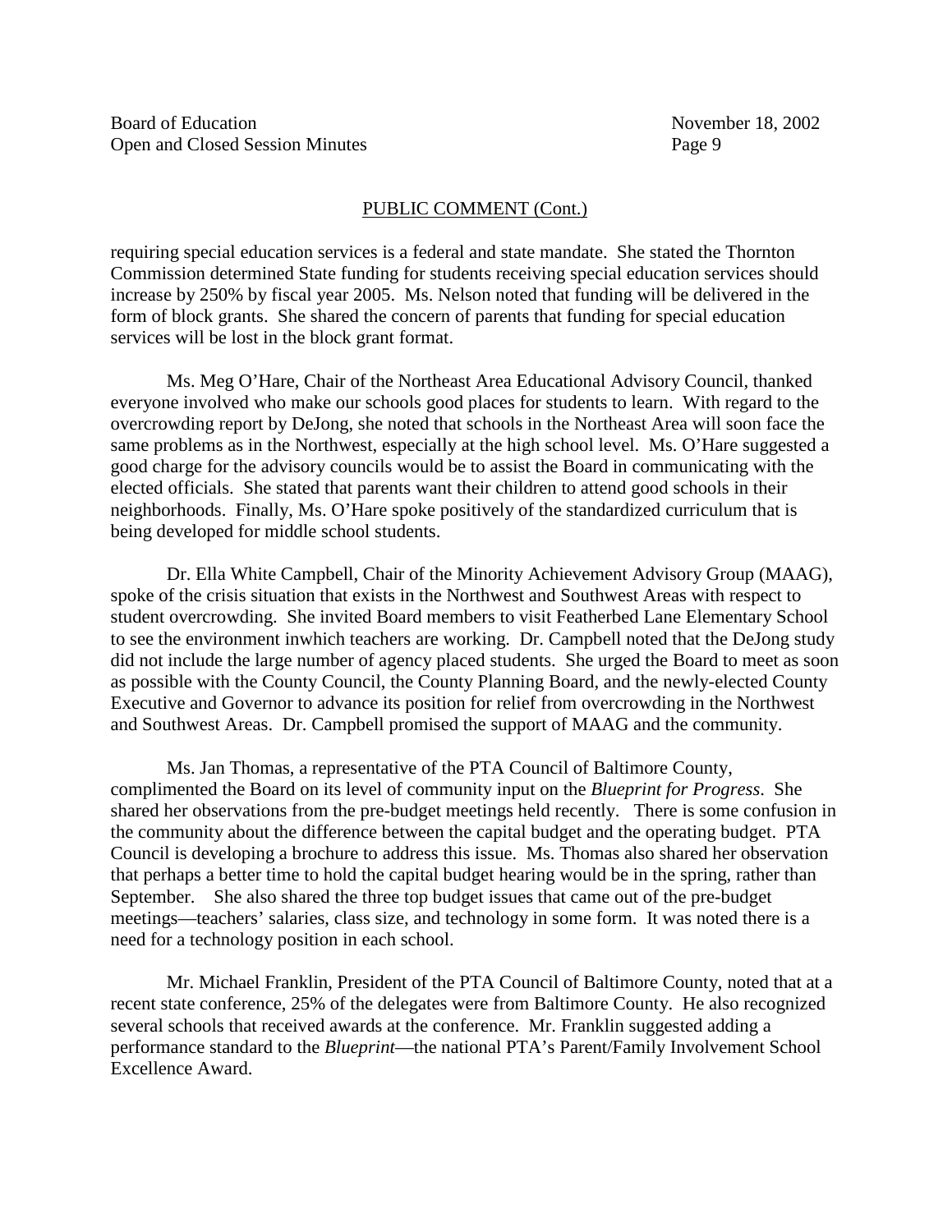PUBLIC COMMENT (Cont.)

requiring special education services is a federal and state mandate. She stated the Thornton Commission determined State funding for students receiving special education services should increase by 250% by fiscal year 2005. Ms. Nelson noted that funding will be delivered in the form of block grants. She shared the concern of parents that funding for special education services will be lost in the block grant format.

Ms. Meg O'Hare, Chair of the Northeast Area Educational Advisory Council, thanked everyone involved who make our schools good places for students to learn. With regard to the overcrowding report by DeJong, she noted that schools in the Northeast Area will soon face the same problems as in the Northwest, especially at the high school level. Ms. O'Hare suggested a good charge for the advisory councils would be to assist the Board in communicating with the elected officials. She stated that parents want their children to attend good schools in their neighborhoods. Finally, Ms. O'Hare spoke positively of the standardized curriculum that is being developed for middle school students.

Dr. Ella White Campbell, Chair of the Minority Achievement Advisory Group (MAAG), spoke of the crisis situation that exists in the Northwest and Southwest Areas with respect to student overcrowding. She invited Board members to visit Featherbed Lane Elementary School to see the environment inwhich teachers are working. Dr. Campbell noted that the DeJong study did not include the large number of agency placed students. She urged the Board to meet as soon as possible with the County Council, the County Planning Board, and the newly-elected County Executive and Governor to advance its position for relief from overcrowding in the Northwest and Southwest Areas. Dr. Campbell promised the support of MAAG and the community.

Ms. Jan Thomas, a representative of the PTA Council of Baltimore County, complimented the Board on its level of community input on the *Blueprint for Progress*. She shared her observations from the pre-budget meetings held recently. There is some confusion in the community about the difference between the capital budget and the operating budget. PTA Council is developing a brochure to address this issue. Ms. Thomas also shared her observation that perhaps a better time to hold the capital budget hearing would be in the spring, rather than September. She also shared the three top budget issues that came out of the pre-budget meetings—teachers' salaries, class size, and technology in some form. It was noted there is a need for a technology position in each school.

Mr. Michael Franklin, President of the PTA Council of Baltimore County, noted that at a recent state conference, 25% of the delegates were from Baltimore County. He also recognized several schools that received awards at the conference. Mr. Franklin suggested adding a performance standard to the *Blueprint*—the national PTA's Parent/Family Involvement School Excellence Award.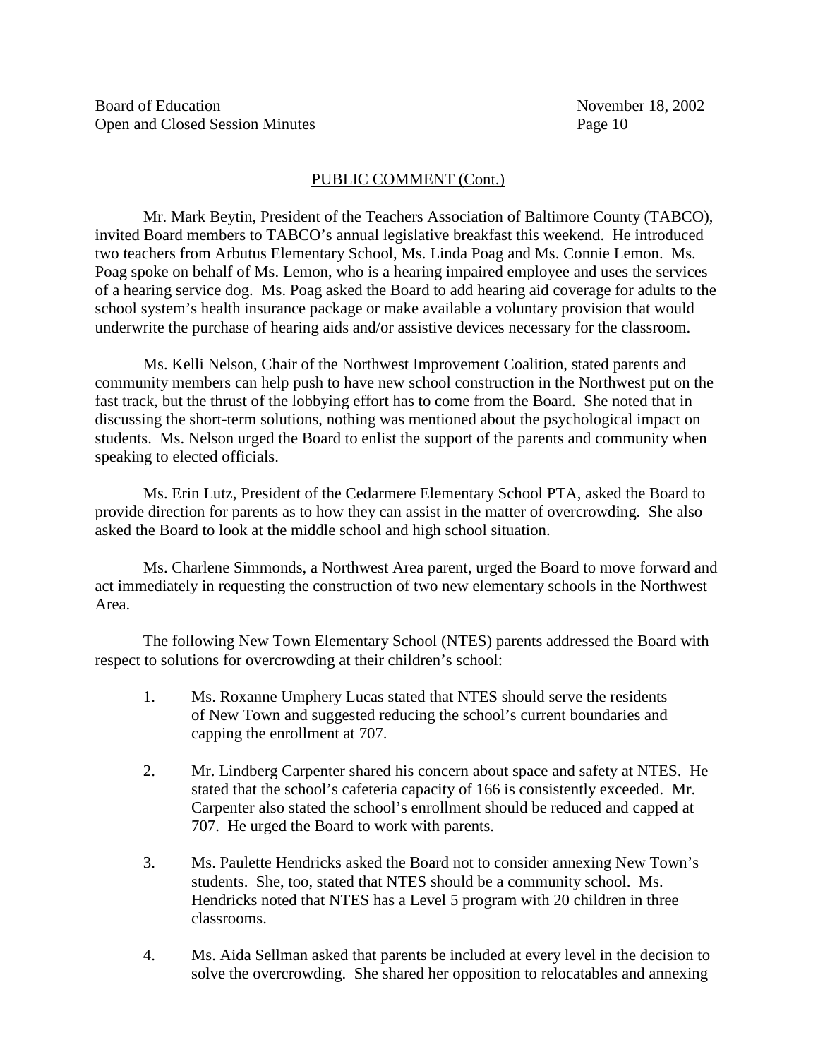PUBLIC COMMENT (Cont.)

Mr. Mark Beytin, President of the Teachers Association of Baltimore County (TABCO), invited Board members to TABCO's annual legislative breakfast this weekend. He introduced two teachers from Arbutus Elementary School, Ms. Linda Poag and Ms. Connie Lemon. Ms. Poag spoke on behalf of Ms. Lemon, who is a hearing impaired employee and uses the services of a hearing service dog. Ms. Poag asked the Board to add hearing aid coverage for adults to the school system's health insurance package or make available a voluntary provision that would underwrite the purchase of hearing aids and/or assistive devices necessary for the classroom.

Ms. Kelli Nelson, Chair of the Northwest Improvement Coalition, stated parents and community members can help push to have new school construction in the Northwest put on the fast track, but the thrust of the lobbying effort has to come from the Board. She noted that in discussing the short-term solutions, nothing was mentioned about the psychological impact on students. Ms. Nelson urged the Board to enlist the support of the parents and community when speaking to elected officials.

Ms. Erin Lutz, President of the Cedarmere Elementary School PTA, asked the Board to provide direction for parents as to how they can assist in the matter of overcrowding. She also asked the Board to look at the middle school and high school situation.

Ms. Charlene Simmonds, a Northwest Area parent, urged the Board to move forward and act immediately in requesting the construction of two new elementary schools in the Northwest Area.

The following New Town Elementary School (NTES) parents addressed the Board with respect to solutions for overcrowding at their children's school:

1. Ms. Roxanne Umphery Lucas stated that NTES should serve the residents of New Town and suggested reducing the school's current boundaries and capping the enrollment at 707.

2. Mr. Lindberg Carpenter shared his concern about space and safety at NTES. He stated that the school's cafeteria capacity of 166 is consistently exceeded. Mr. Carpenter also stated the school's enrollment should be reduced and capped at 707. He urged the Board to work with parents.

3. Ms. Paulette Hendricks asked the Board not to consider annexing New Town's students. She, too, stated that NTES should be a community school. Ms. Hendricks noted that NTES has a Level 5 program with 20 children in three classrooms.

4. Ms. Aida Sellman asked that parents be included at every level in the decision to solve the overcrowding. She shared her opposition to relocatables and annexing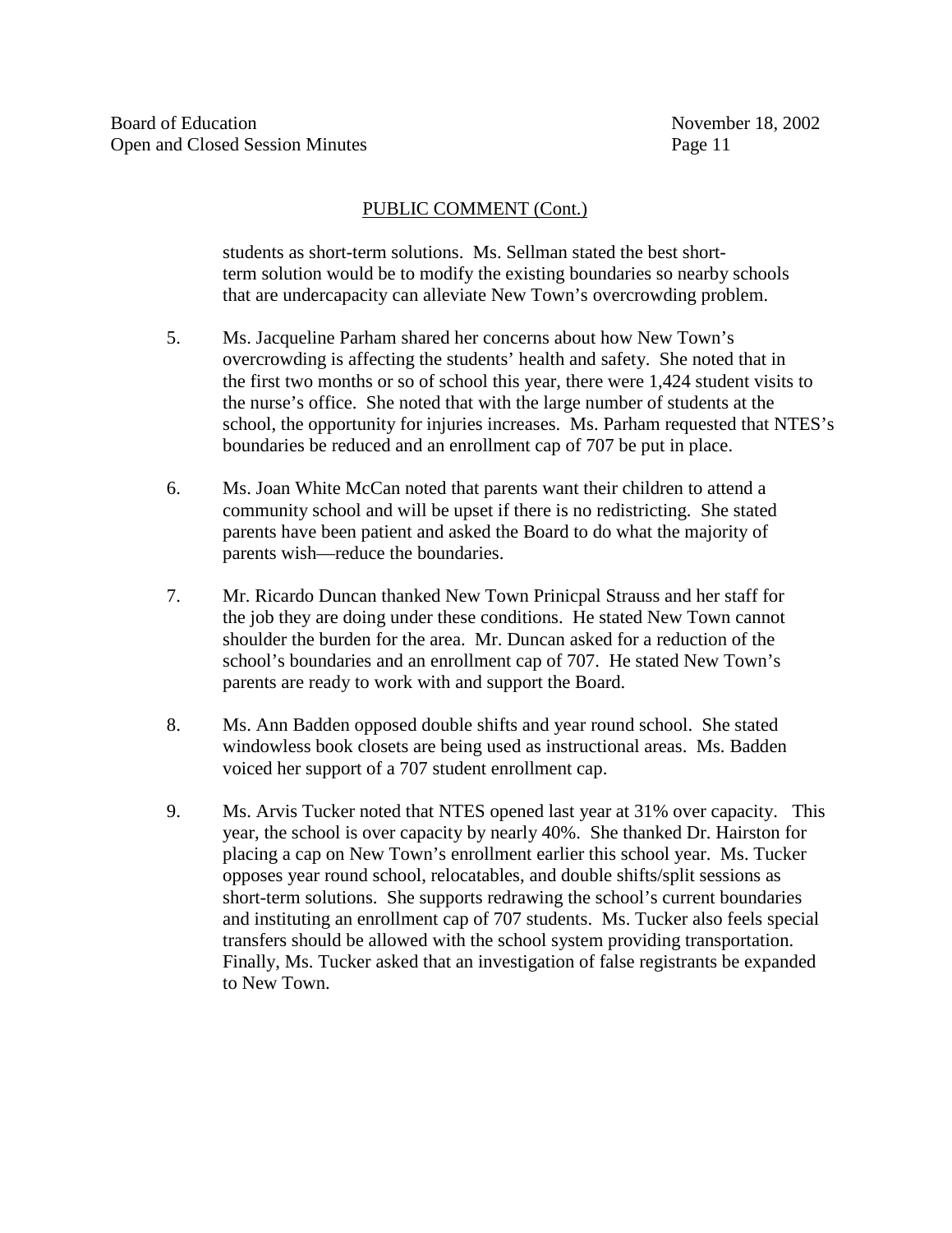## PUBLIC COMMENT (Cont.)

students as short-term solutions. Ms. Sellman stated the best short-term solution would be to modify the existing boundaries so nearby schools that are undercapacity can alleviate New Town's overcrowding problem.

5. Ms. Jacqueline Parham shared her concerns about how New Town's overcrowding is affecting the students' health and safety. She noted that in the first two months or so of school this year, there were 1,424 student visits to the nurse's office. She noted that with the large number of students at the school, the opportunity for injuries increases. Ms. Parham requested that NTES's boundaries be reduced and an enrollment cap of 707 be put in place.

6. Ms. Joan White McCan noted that parents want their children to attend a community school and will be upset if there is no redistricting. She stated parents have been patient and asked the Board to do what the majority of parents wish—reduce the boundaries.

7. Mr. Ricardo Duncan thanked New Town Prinicpal Strauss and her staff for the job they are doing under these conditions. He stated New Town cannot shoulder the burden for the area. Mr. Duncan asked for a reduction of the school's boundaries and an enrollment cap of 707. He stated New Town's parents are ready to work with and support the Board.

8. Ms. Ann Badden opposed double shifts and year round school. She stated windowless book closets are being used as instructional areas. Ms. Badden voiced her support of a 707 student enrollment cap.

9. Ms. Arvis Tucker noted that NTES opened last year at 31% over capacity. This year, the school is over capacity by nearly 40%. She thanked Dr. Hairston for placing a cap on New Town's enrollment earlier this school year. Ms. Tucker opposes year round school, relocatables, and double shifts/split sessions as short-term solutions. She supports redrawing the school's current boundaries and instituting an enrollment cap of 707 students. Ms. Tucker also feels special transfers should be allowed with the school system providing transportation. Finally, Ms. Tucker asked that an investigation of false registrants be expanded to New Town.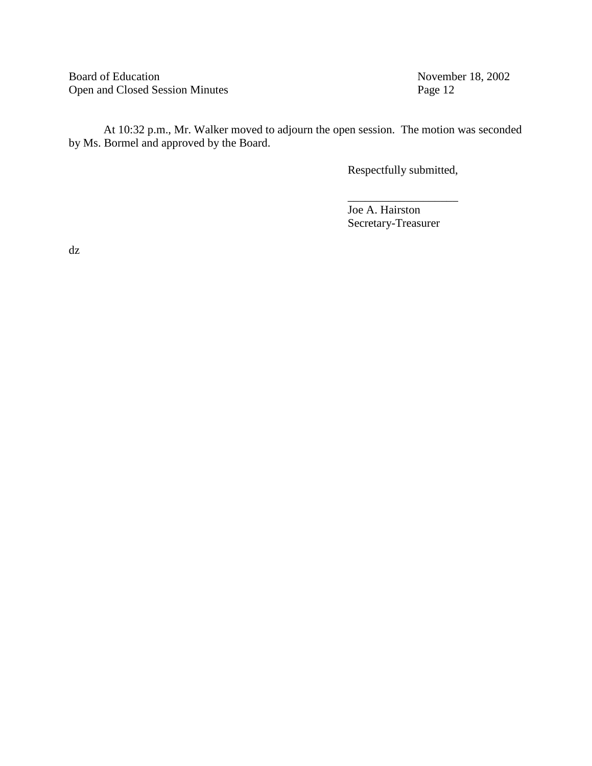At 10:32 p.m., Mr. Walker moved to adjourn the open session. The motion was seconded by Ms. Bormel and approved by the Board.

Respectfully submitted,

___________________

Joe A. Hairston
Secretary-Treasurer

dz